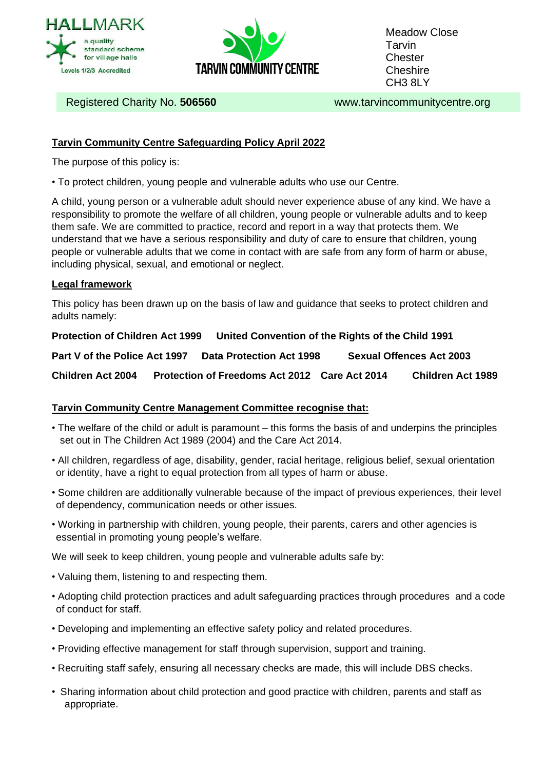HALLMARK

a quality standard scheme for village halls

Levels 1/2/3 Accredited

TARVIN COMMUNITY CENTRE

Meadow Close
Tarvin
Chester
Cheshire
CH3 8LY

Registered Charity No. **506560** www.tarvincommunitycentre.org

## Tarvin Community Centre Safeguarding Policy April 2022

The purpose of this policy is:

- To protect children, young people and vulnerable adults who use our Centre.

A child, young person or a vulnerable adult should never experience abuse of any kind. We have a responsibility to promote the welfare of all children, young people or vulnerable adults and to keep them safe. We are committed to practice, record and report in a way that protects them. We understand that we have a serious responsibility and duty of care to ensure that children, young people or vulnerable adults that we come in contact with are safe from any form of harm or abuse, including physical, sexual, and emotional or neglect.

### Legal framework

This policy has been drawn up on the basis of law and guidance that seeks to protect children and adults namely:

**Protection of Children Act 1999** **United Convention of the Rights of the Child 1991**

**Part V of the Police Act 1997** **Data Protection Act 1998** **Sexual Offences Act 2003**

**Children Act 2004** **Protection of Freedoms Act 2012** **Care Act 2014** **Children Act 1989**

### Tarvin Community Centre Management Committee recognise that:

- The welfare of the child or adult is paramount – this forms the basis of and underpins the principles set out in The Children Act 1989 (2004) and the Care Act 2014.
- All children, regardless of age, disability, gender, racial heritage, religious belief, sexual orientation or identity, have a right to equal protection from all types of harm or abuse.
- Some children are additionally vulnerable because of the impact of previous experiences, their level of dependency, communication needs or other issues.
- Working in partnership with children, young people, their parents, carers and other agencies is essential in promoting young people's welfare.

We will seek to keep children, young people and vulnerable adults safe by:

- Valuing them, listening to and respecting them.
- Adopting child protection practices and adult safeguarding practices through procedures and a code of conduct for staff.
- Developing and implementing an effective safety policy and related procedures.
- Providing effective management for staff through supervision, support and training.
- Recruiting staff safely, ensuring all necessary checks are made, this will include DBS checks.
- Sharing information about child protection and good practice with children, parents and staff as appropriate.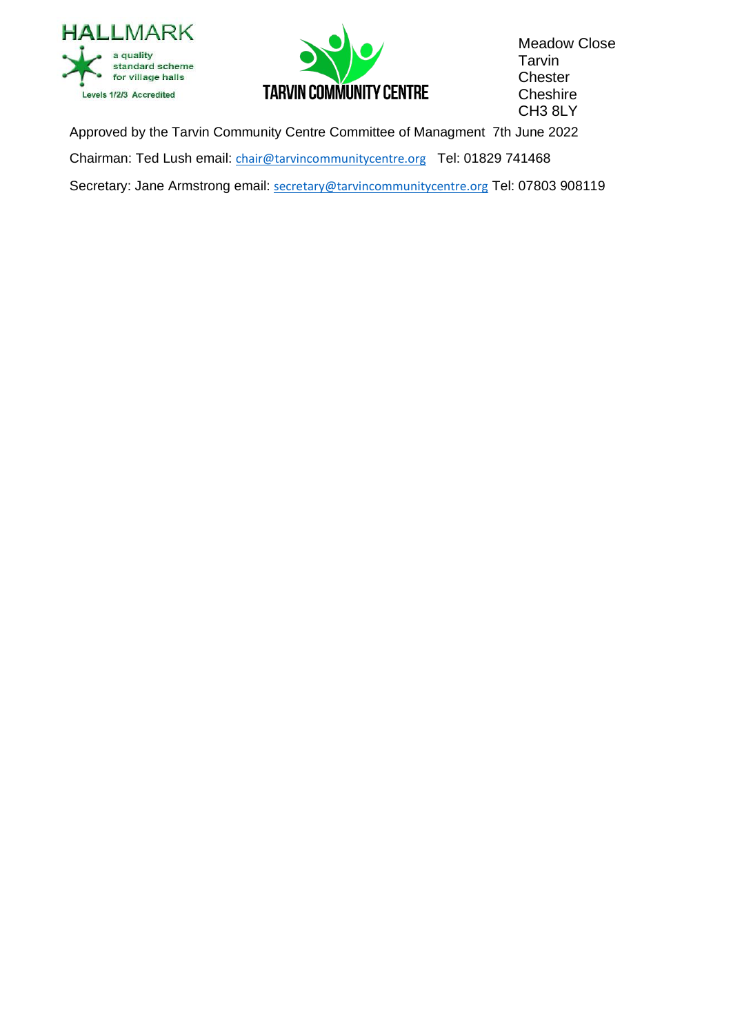HALLMARK

a quality standard scheme for village halls

Levels 1/2/3 Accredited

TARVIN COMMUNITY CENTRE

Meadow Close
Tarvin
Chester
Cheshire
CH3 8LY

Approved by the Tarvin Community Centre Committee of Managment 7th June 2022

Chairman: Ted Lush email: chair@tarvincommunitycentre.org Tel: 01829 741468

Secretary: Jane Armstrong email: secretary@tarvincommunitycentre.org Tel: 07803 908119